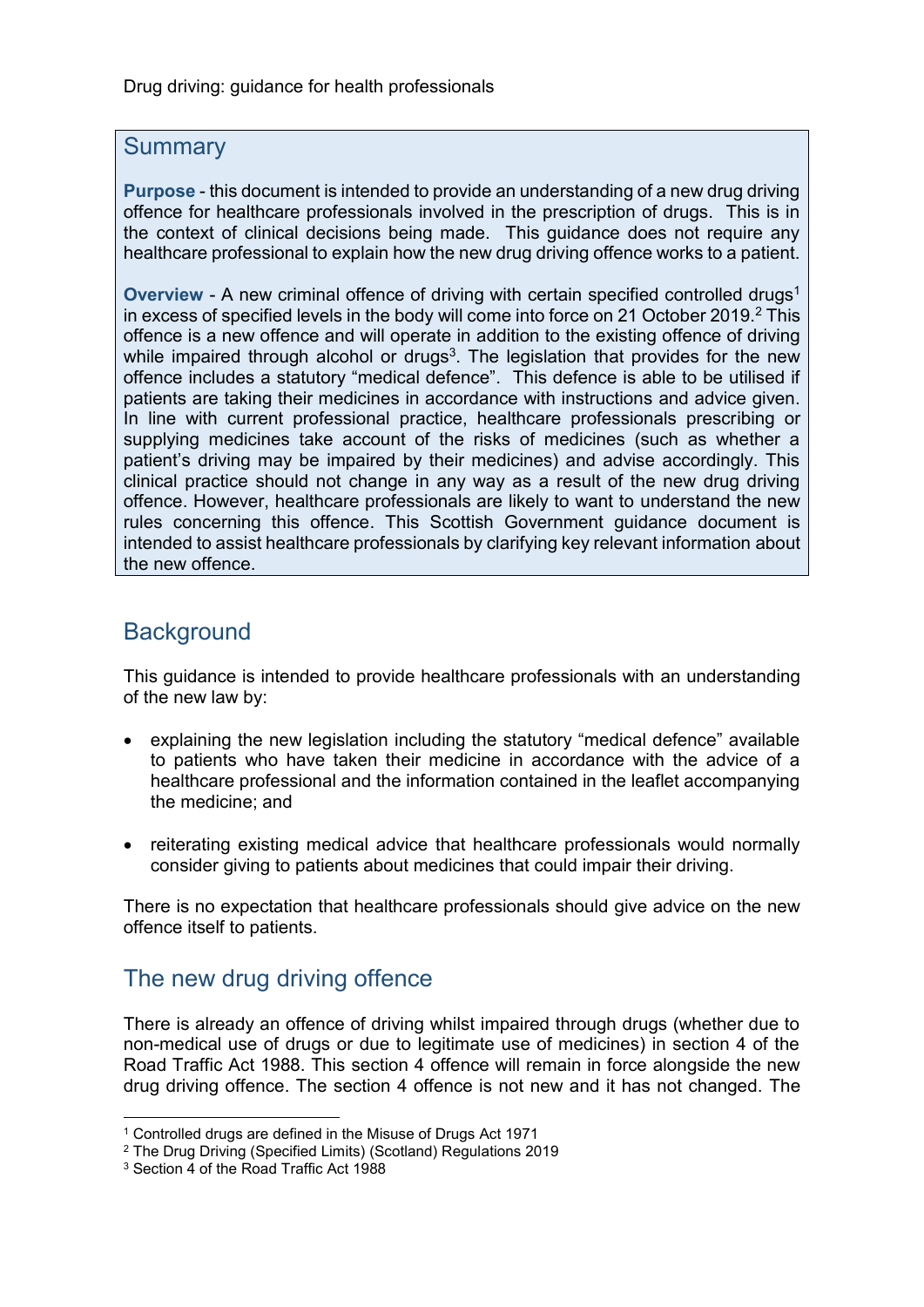Drug driving: guidance for health professionals

## Summary

**Purpose** - this document is intended to provide an understanding of a new drug driving offence for healthcare professionals involved in the prescription of drugs. This is in the context of clinical decisions being made. This guidance does not require any healthcare professional to explain how the new drug driving offence works to a patient.

**Overview** - A new criminal offence of driving with certain specified controlled drugs[1] in excess of specified levels in the body will come into force on 21 October 2019.[2] This offence is a new offence and will operate in addition to the existing offence of driving while impaired through alcohol or drugs[3]. The legislation that provides for the new offence includes a statutory "medical defence". This defence is able to be utilised if patients are taking their medicines in accordance with instructions and advice given. In line with current professional practice, healthcare professionals prescribing or supplying medicines take account of the risks of medicines (such as whether a patient's driving may be impaired by their medicines) and advise accordingly. This clinical practice should not change in any way as a result of the new drug driving offence. However, healthcare professionals are likely to want to understand the new rules concerning this offence. This Scottish Government guidance document is intended to assist healthcare professionals by clarifying key relevant information about the new offence.

## Background

This guidance is intended to provide healthcare professionals with an understanding of the new law by:

- explaining the new legislation including the statutory "medical defence" available to patients who have taken their medicine in accordance with the advice of a healthcare professional and the information contained in the leaflet accompanying the medicine; and
- reiterating existing medical advice that healthcare professionals would normally consider giving to patients about medicines that could impair their driving.

There is no expectation that healthcare professionals should give advice on the new offence itself to patients.

## The new drug driving offence

There is already an offence of driving whilst impaired through drugs (whether due to non-medical use of drugs or due to legitimate use of medicines) in section 4 of the Road Traffic Act 1988. This section 4 offence will remain in force alongside the new drug driving offence. The section 4 offence is not new and it has not changed. The

[1] Controlled drugs are defined in the Misuse of Drugs Act 1971
[2] The Drug Driving (Specified Limits) (Scotland) Regulations 2019
[3] Section 4 of the Road Traffic Act 1988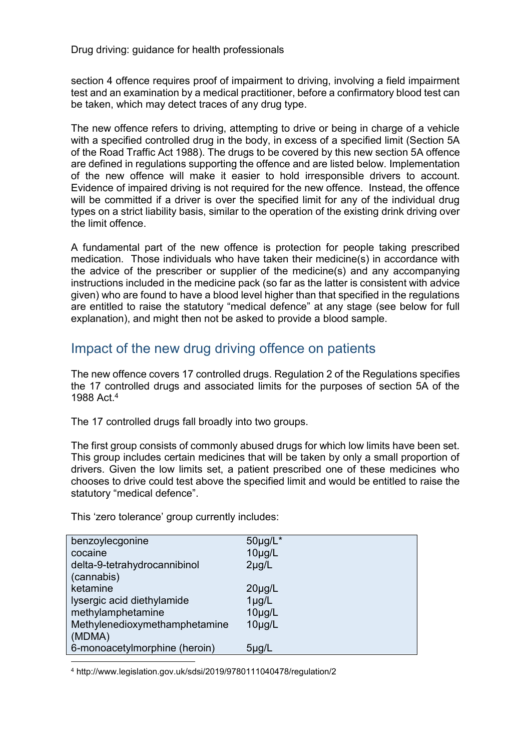section 4 offence requires proof of impairment to driving, involving a field impairment test and an examination by a medical practitioner, before a confirmatory blood test can be taken, which may detect traces of any drug type.

The new offence refers to driving, attempting to drive or being in charge of a vehicle with a specified controlled drug in the body, in excess of a specified limit (Section 5A of the Road Traffic Act 1988). The drugs to be covered by this new section 5A offence are defined in regulations supporting the offence and are listed below. Implementation of the new offence will make it easier to hold irresponsible drivers to account. Evidence of impaired driving is not required for the new offence. Instead, the offence will be committed if a driver is over the specified limit for any of the individual drug types on a strict liability basis, similar to the operation of the existing drink driving over the limit offence.

A fundamental part of the new offence is protection for people taking prescribed medication. Those individuals who have taken their medicine(s) in accordance with the advice of the prescriber or supplier of the medicine(s) and any accompanying instructions included in the medicine pack (so far as the latter is consistent with advice given) who are found to have a blood level higher than that specified in the regulations are entitled to raise the statutory "medical defence" at any stage (see below for full explanation), and might then not be asked to provide a blood sample.

## Impact of the new drug driving offence on patients

The new offence covers 17 controlled drugs. Regulation 2 of the Regulations specifies the 17 controlled drugs and associated limits for the purposes of section 5A of the 1988 Act.[4]

The 17 controlled drugs fall broadly into two groups.

The first group consists of commonly abused drugs for which low limits have been set. This group includes certain medicines that will be taken by only a small proportion of drivers. Given the low limits set, a patient prescribed one of these medicines who chooses to drive could test above the specified limit and would be entitled to raise the statutory "medical defence".

This 'zero tolerance' group currently includes:

| | |
|---|---|
| benzoylecgonine | 50µg/L* |
| cocaine | 10µg/L |
| delta-9-tetrahydrocannibinol (cannabis) | 2µg/L |
| ketamine | 20µg/L |
| lysergic acid diethylamide | 1µg/L |
| methylamphetamine | 10µg/L |
| Methylenedioxymethamphetamine (MDMA) | 10µg/L |
| 6-monoacetylmorphine (heroin) | 5µg/L |

[4] http://www.legislation.gov.uk/sdsi/2019/9780111040478/regulation/2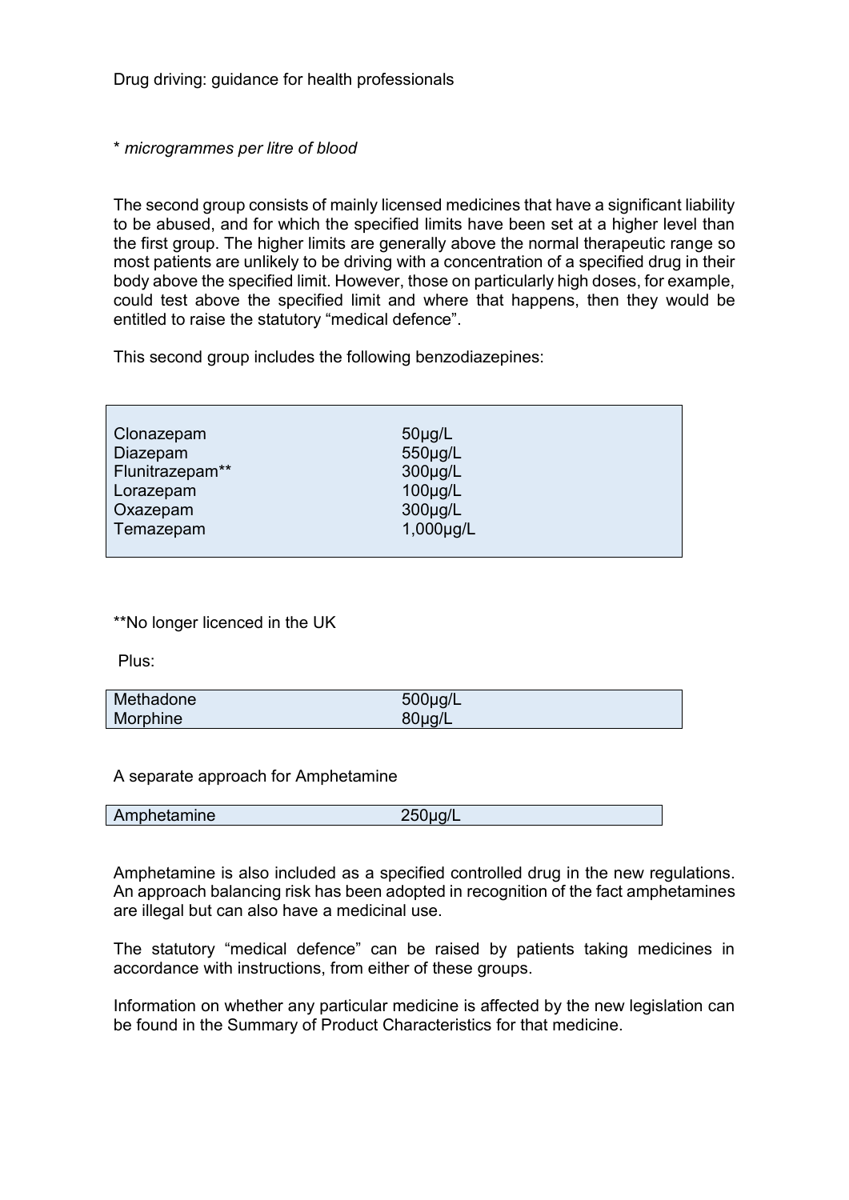\* *microgrammes per litre of blood*

The second group consists of mainly licensed medicines that have a significant liability to be abused, and for which the specified limits have been set at a higher level than the first group. The higher limits are generally above the normal therapeutic range so most patients are unlikely to be driving with a concentration of a specified drug in their body above the specified limit. However, those on particularly high doses, for example, could test above the specified limit and where that happens, then they would be entitled to raise the statutory "medical defence".

This second group includes the following benzodiazepines:

| | |
|---|---|
| Clonazepam | 50µg/L |
| Diazepam | 550µg/L |
| Flunitrazepam** | 300µg/L |
| Lorazepam | 100µg/L |
| Oxazepam | 300µg/L |
| Temazepam | 1,000µg/L |

**No longer licenced in the UK

Plus:

| | |
|---|---|
| Methadone | 500µg/L |
| Morphine | 80µg/L |

A separate approach for Amphetamine

| | |
|---|---|
| Amphetamine | 250µg/L |

Amphetamine is also included as a specified controlled drug in the new regulations. An approach balancing risk has been adopted in recognition of the fact amphetamines are illegal but can also have a medicinal use.

The statutory "medical defence" can be raised by patients taking medicines in accordance with instructions, from either of these groups.

Information on whether any particular medicine is affected by the new legislation can be found in the Summary of Product Characteristics for that medicine.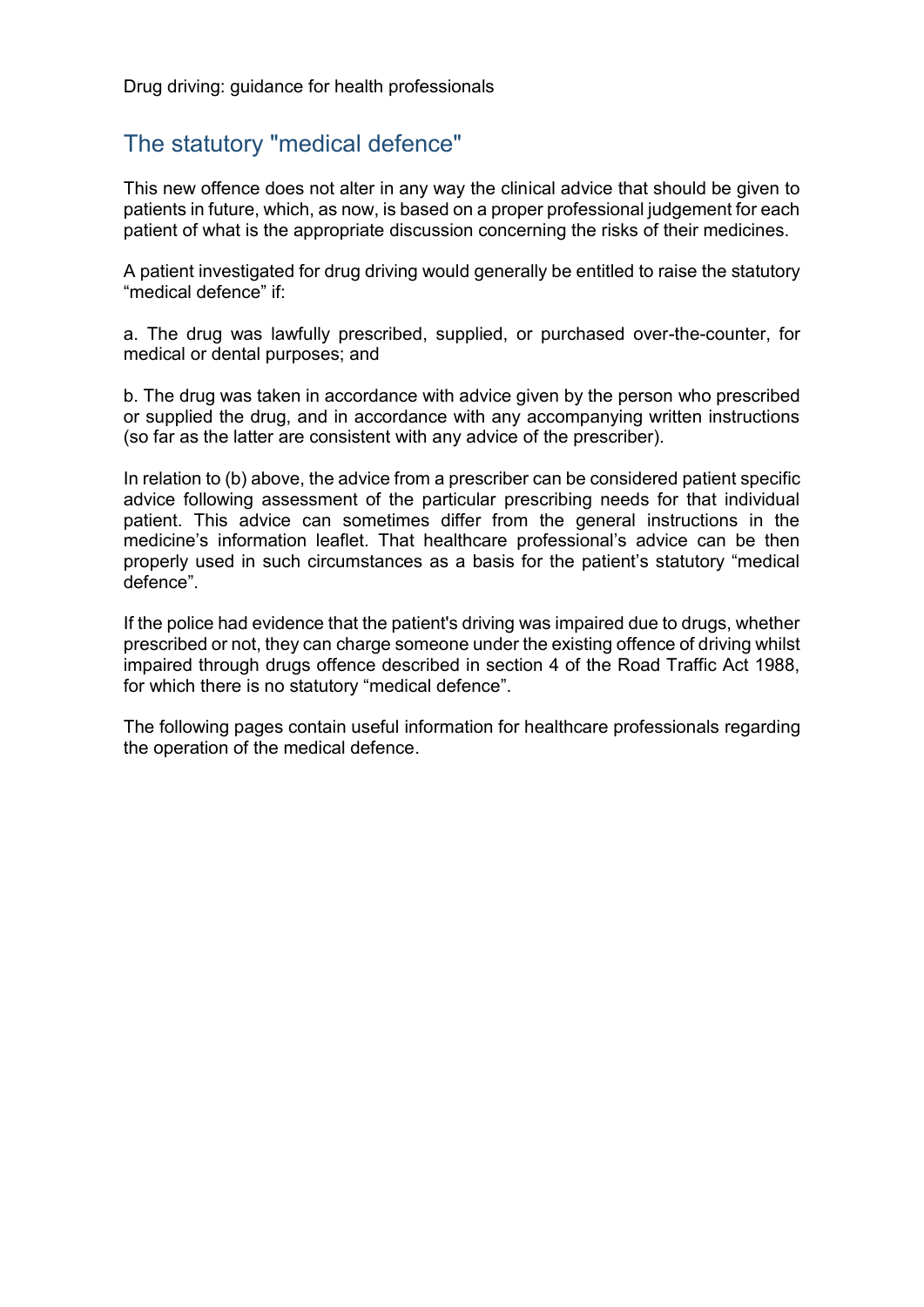## The statutory "medical defence"

This new offence does not alter in any way the clinical advice that should be given to patients in future, which, as now, is based on a proper professional judgement for each patient of what is the appropriate discussion concerning the risks of their medicines.

A patient investigated for drug driving would generally be entitled to raise the statutory "medical defence" if:

a. The drug was lawfully prescribed, supplied, or purchased over-the-counter, for medical or dental purposes; and

b. The drug was taken in accordance with advice given by the person who prescribed or supplied the drug, and in accordance with any accompanying written instructions (so far as the latter are consistent with any advice of the prescriber).

In relation to (b) above, the advice from a prescriber can be considered patient specific advice following assessment of the particular prescribing needs for that individual patient. This advice can sometimes differ from the general instructions in the medicine's information leaflet. That healthcare professional's advice can be then properly used in such circumstances as a basis for the patient's statutory "medical defence".

If the police had evidence that the patient's driving was impaired due to drugs, whether prescribed or not, they can charge someone under the existing offence of driving whilst impaired through drugs offence described in section 4 of the Road Traffic Act 1988, for which there is no statutory "medical defence".

The following pages contain useful information for healthcare professionals regarding the operation of the medical defence.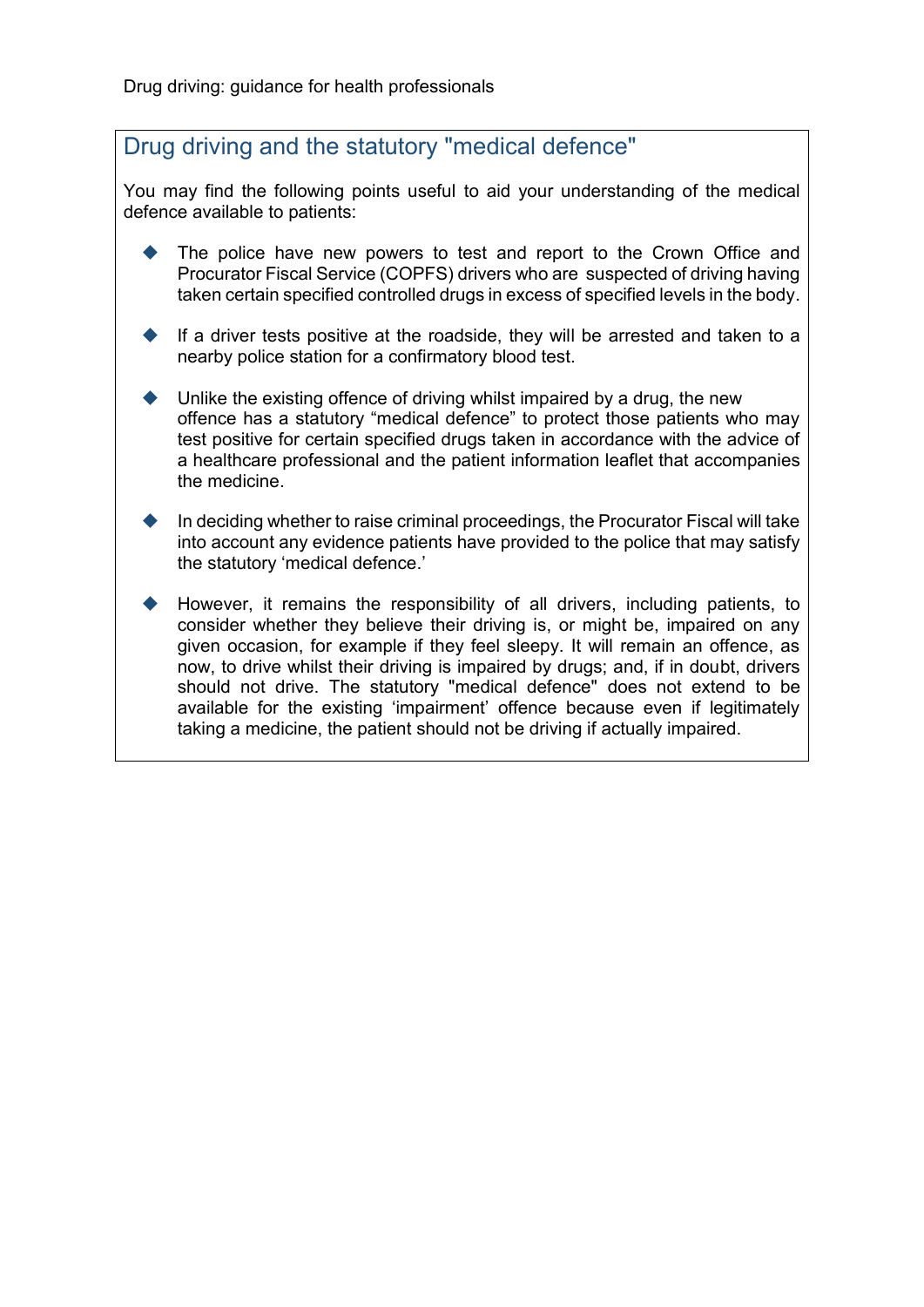## Drug driving and the statutory "medical defence"

You may find the following points useful to aid your understanding of the medical defence available to patients:

- The police have new powers to test and report to the Crown Office and Procurator Fiscal Service (COPFS) drivers who are suspected of driving having taken certain specified controlled drugs in excess of specified levels in the body.

- If a driver tests positive at the roadside, they will be arrested and taken to a nearby police station for a confirmatory blood test.

- Unlike the existing offence of driving whilst impaired by a drug, the new offence has a statutory "medical defence" to protect those patients who may test positive for certain specified drugs taken in accordance with the advice of a healthcare professional and the patient information leaflet that accompanies the medicine.

- In deciding whether to raise criminal proceedings, the Procurator Fiscal will take into account any evidence patients have provided to the police that may satisfy the statutory 'medical defence.'

- However, it remains the responsibility of all drivers, including patients, to consider whether they believe their driving is, or might be, impaired on any given occasion, for example if they feel sleepy. It will remain an offence, as now, to drive whilst their driving is impaired by drugs; and, if in doubt, drivers should not drive. The statutory "medical defence" does not extend to be available for the existing 'impairment' offence because even if legitimately taking a medicine, the patient should not be driving if actually impaired.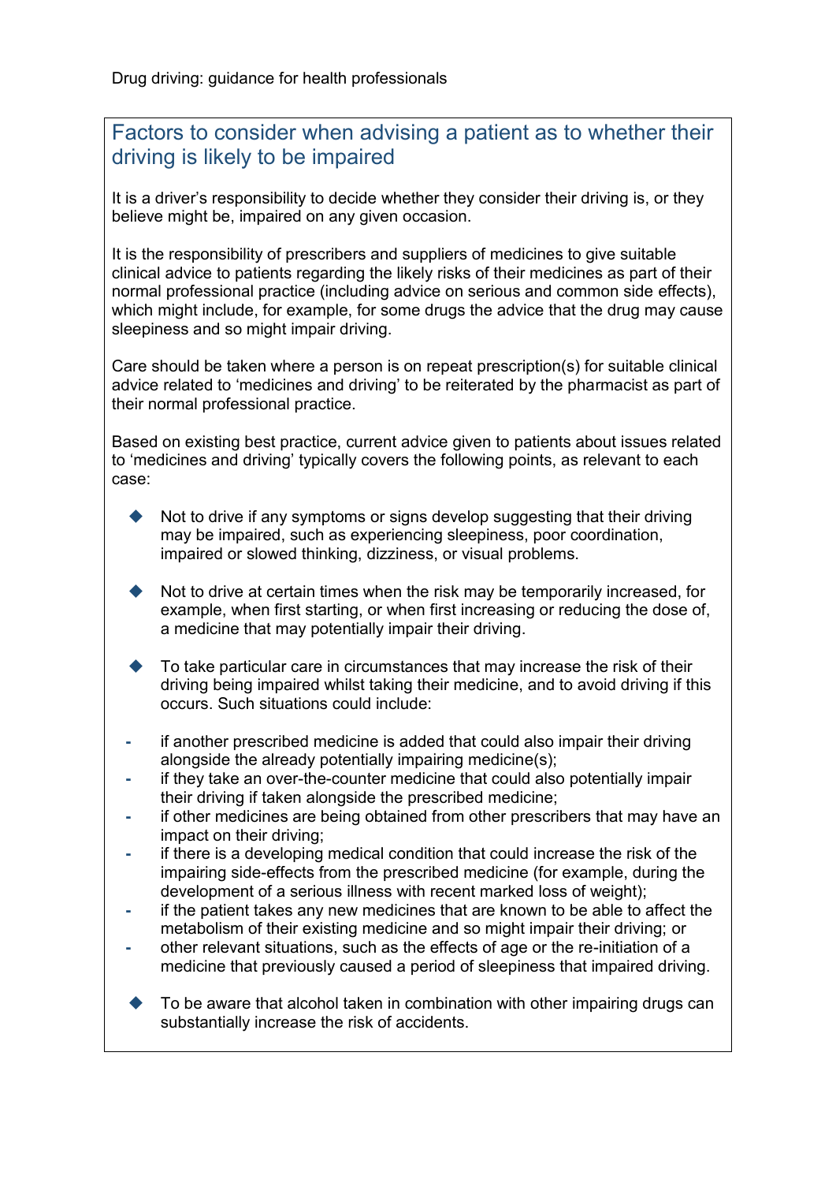## Factors to consider when advising a patient as to whether their driving is likely to be impaired

It is a driver's responsibility to decide whether they consider their driving is, or they believe might be, impaired on any given occasion.

It is the responsibility of prescribers and suppliers of medicines to give suitable clinical advice to patients regarding the likely risks of their medicines as part of their normal professional practice (including advice on serious and common side effects), which might include, for example, for some drugs the advice that the drug may cause sleepiness and so might impair driving.

Care should be taken where a person is on repeat prescription(s) for suitable clinical advice related to 'medicines and driving' to be reiterated by the pharmacist as part of their normal professional practice.

Based on existing best practice, current advice given to patients about issues related to 'medicines and driving' typically covers the following points, as relevant to each case:

- Not to drive if any symptoms or signs develop suggesting that their driving may be impaired, such as experiencing sleepiness, poor coordination, impaired or slowed thinking, dizziness, or visual problems.

- Not to drive at certain times when the risk may be temporarily increased, for example, when first starting, or when first increasing or reducing the dose of, a medicine that may potentially impair their driving.

- To take particular care in circumstances that may increase the risk of their driving being impaired whilst taking their medicine, and to avoid driving if this occurs. Such situations could include:
  - if another prescribed medicine is added that could also impair their driving alongside the already potentially impairing medicine(s);
  - if they take an over-the-counter medicine that could also potentially impair their driving if taken alongside the prescribed medicine;
  - if other medicines are being obtained from other prescribers that may have an impact on their driving;
  - if there is a developing medical condition that could increase the risk of the impairing side-effects from the prescribed medicine (for example, during the development of a serious illness with recent marked loss of weight);
  - if the patient takes any new medicines that are known to be able to affect the metabolism of their existing medicine and so might impair their driving; or
  - other relevant situations, such as the effects of age or the re-initiation of a medicine that previously caused a period of sleepiness that impaired driving.

- To be aware that alcohol taken in combination with other impairing drugs can substantially increase the risk of accidents.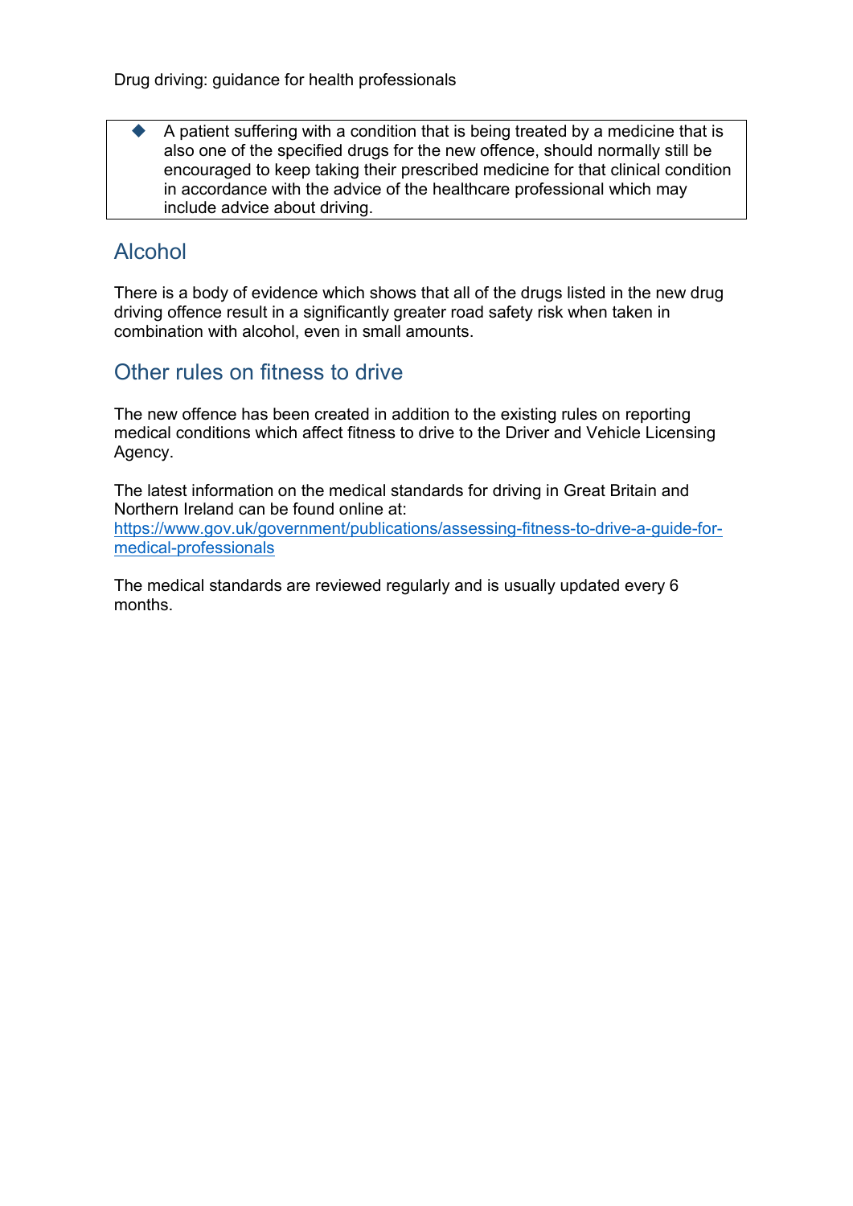- A patient suffering with a condition that is being treated by a medicine that is also one of the specified drugs for the new offence, should normally still be encouraged to keep taking their prescribed medicine for that clinical condition in accordance with the advice of the healthcare professional which may include advice about driving.

## Alcohol

There is a body of evidence which shows that all of the drugs listed in the new drug driving offence result in a significantly greater road safety risk when taken in combination with alcohol, even in small amounts.

## Other rules on fitness to drive

The new offence has been created in addition to the existing rules on reporting medical conditions which affect fitness to drive to the Driver and Vehicle Licensing Agency.

The latest information on the medical standards for driving in Great Britain and Northern Ireland can be found online at: [https://www.gov.uk/government/publications/assessing-fitness-to-drive-a-guide-for-medical-professionals](https://www.gov.uk/government/publications/assessing-fitness-to-drive-a-guide-for-medical-professionals)

The medical standards are reviewed regularly and is usually updated every 6 months.